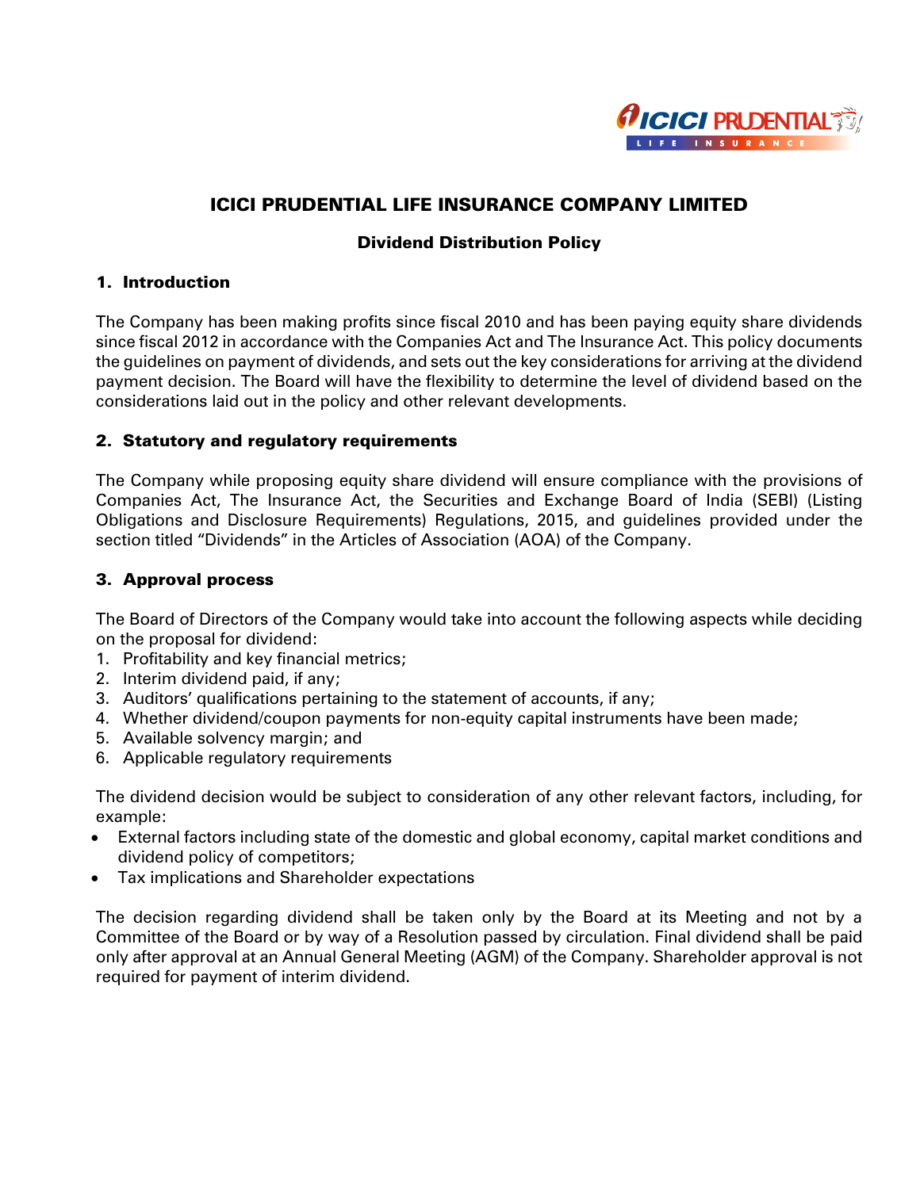# ICICI PRUDENTIAL LIFE INSURANCE COMPANY LIMITED

## Dividend Distribution Policy

### 1. Introduction

The Company has been making profits since fiscal 2010 and has been paying equity share dividends since fiscal 2012 in accordance with the Companies Act and The Insurance Act. This policy documents the guidelines on payment of dividends, and sets out the key considerations for arriving at the dividend payment decision. The Board will have the flexibility to determine the level of dividend based on the considerations laid out in the policy and other relevant developments.

### 2. Statutory and regulatory requirements

The Company while proposing equity share dividend will ensure compliance with the provisions of Companies Act, The Insurance Act, the Securities and Exchange Board of India (SEBI) (Listing Obligations and Disclosure Requirements) Regulations, 2015, and guidelines provided under the section titled "Dividends" in the Articles of Association (AOA) of the Company.

### 3. Approval process

The Board of Directors of the Company would take into account the following aspects while deciding on the proposal for dividend:

1. Profitability and key financial metrics;
2. Interim dividend paid, if any;
3. Auditors' qualifications pertaining to the statement of accounts, if any;
4. Whether dividend/coupon payments for non-equity capital instruments have been made;
5. Available solvency margin; and
6. Applicable regulatory requirements

The dividend decision would be subject to consideration of any other relevant factors, including, for example:

- External factors including state of the domestic and global economy, capital market conditions and dividend policy of competitors;
- Tax implications and Shareholder expectations

The decision regarding dividend shall be taken only by the Board at its Meeting and not by a Committee of the Board or by way of a Resolution passed by circulation. Final dividend shall be paid only after approval at an Annual General Meeting (AGM) of the Company. Shareholder approval is not required for payment of interim dividend.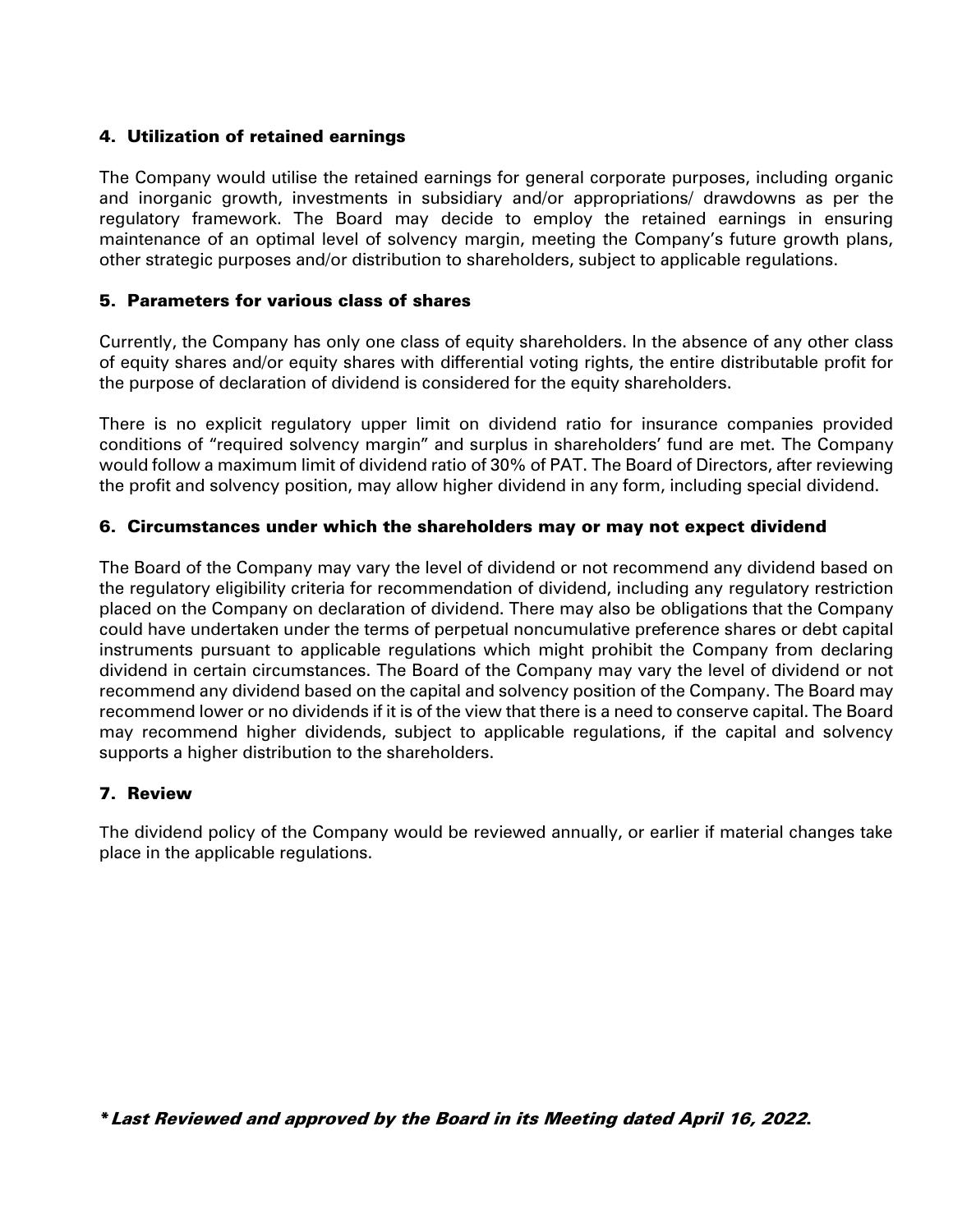## 4. Utilization of retained earnings

The Company would utilise the retained earnings for general corporate purposes, including organic and inorganic growth, investments in subsidiary and/or appropriations/ drawdowns as per the regulatory framework. The Board may decide to employ the retained earnings in ensuring maintenance of an optimal level of solvency margin, meeting the Company's future growth plans, other strategic purposes and/or distribution to shareholders, subject to applicable regulations.

## 5. Parameters for various class of shares

Currently, the Company has only one class of equity shareholders. In the absence of any other class of equity shares and/or equity shares with differential voting rights, the entire distributable profit for the purpose of declaration of dividend is considered for the equity shareholders.

There is no explicit regulatory upper limit on dividend ratio for insurance companies provided conditions of "required solvency margin" and surplus in shareholders' fund are met. The Company would follow a maximum limit of dividend ratio of 30% of PAT. The Board of Directors, after reviewing the profit and solvency position, may allow higher dividend in any form, including special dividend.

## 6. Circumstances under which the shareholders may or may not expect dividend

The Board of the Company may vary the level of dividend or not recommend any dividend based on the regulatory eligibility criteria for recommendation of dividend, including any regulatory restriction placed on the Company on declaration of dividend. There may also be obligations that the Company could have undertaken under the terms of perpetual noncumulative preference shares or debt capital instruments pursuant to applicable regulations which might prohibit the Company from declaring dividend in certain circumstances. The Board of the Company may vary the level of dividend or not recommend any dividend based on the capital and solvency position of the Company. The Board may recommend lower or no dividends if it is of the view that there is a need to conserve capital. The Board may recommend higher dividends, subject to applicable regulations, if the capital and solvency supports a higher distribution to the shareholders.

## 7. Review

The dividend policy of the Company would be reviewed annually, or earlier if material changes take place in the applicable regulations.

***Last Reviewed and approved by the Board in its Meeting dated April 16, 2022.***